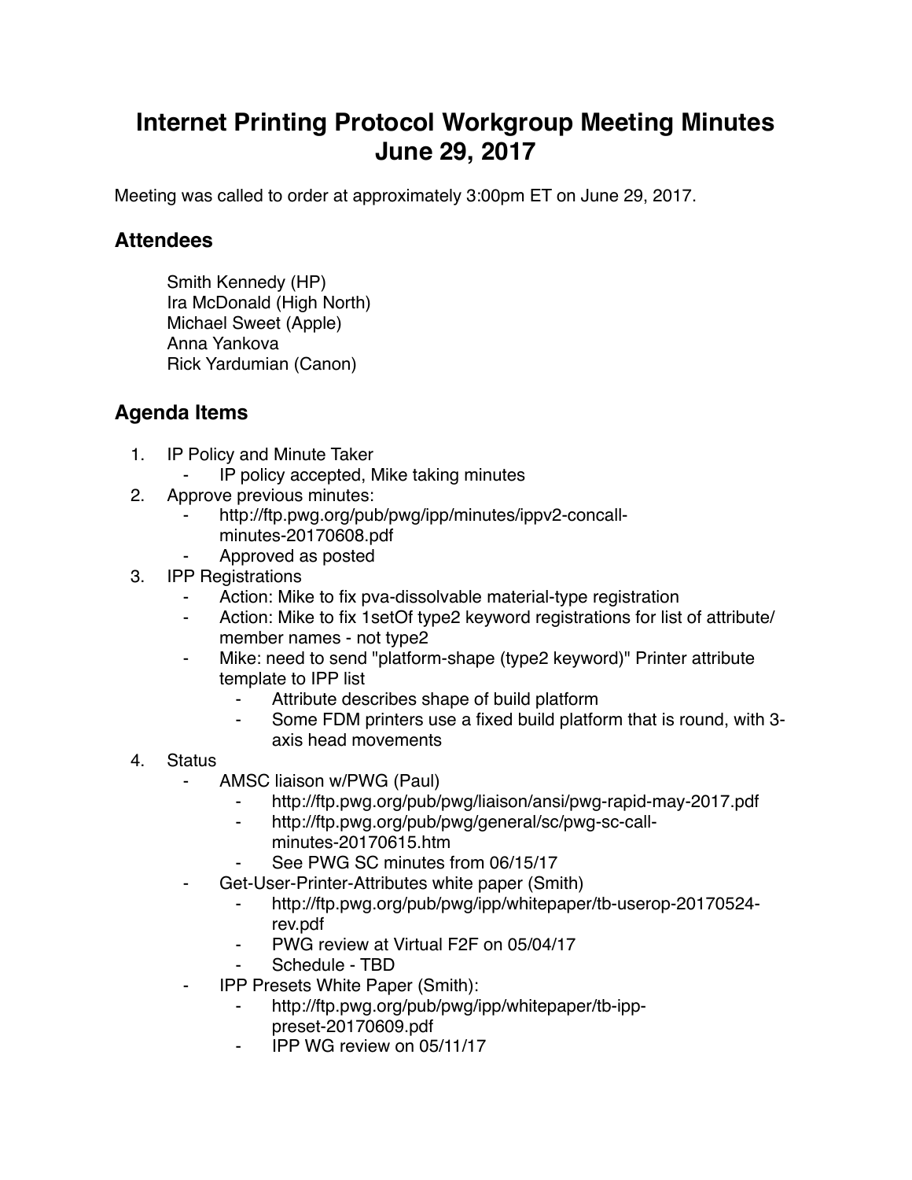# Internet Printing Protocol Workgroup Meeting Minutes June 29, 2017

Meeting was called to order at approximately 3:00pm ET on June 29, 2017.

## Attendees

Smith Kennedy (HP)
Ira McDonald (High North)
Michael Sweet (Apple)
Anna Yankova
Rick Yardumian (Canon)

## Agenda Items

1. IP Policy and Minute Taker
    - IP policy accepted, Mike taking minutes
2. Approve previous minutes:
    - http://ftp.pwg.org/pub/pwg/ipp/minutes/ippv2-concall-minutes-20170608.pdf
    - Approved as posted
3. IPP Registrations
    - Action: Mike to fix pva-dissolvable material-type registration
    - Action: Mike to fix 1setOf type2 keyword registrations for list of attribute/member names - not type2
    - Mike: need to send "platform-shape (type2 keyword)" Printer attribute template to IPP list
        - Attribute describes shape of build platform
        - Some FDM printers use a fixed build platform that is round, with 3-axis head movements
4. Status
    - AMSC liaison w/PWG (Paul)
        - http://ftp.pwg.org/pub/pwg/liaison/ansi/pwg-rapid-may-2017.pdf
        - http://ftp.pwg.org/pub/pwg/general/sc/pwg-sc-call-minutes-20170615.htm
        - See PWG SC minutes from 06/15/17
    - Get-User-Printer-Attributes white paper (Smith)
        - http://ftp.pwg.org/pub/pwg/ipp/whitepaper/tb-userop-20170524-rev.pdf
        - PWG review at Virtual F2F on 05/04/17
        - Schedule - TBD
    - IPP Presets White Paper (Smith):
        - http://ftp.pwg.org/pub/pwg/ipp/whitepaper/tb-ipp-preset-20170609.pdf
        - IPP WG review on 05/11/17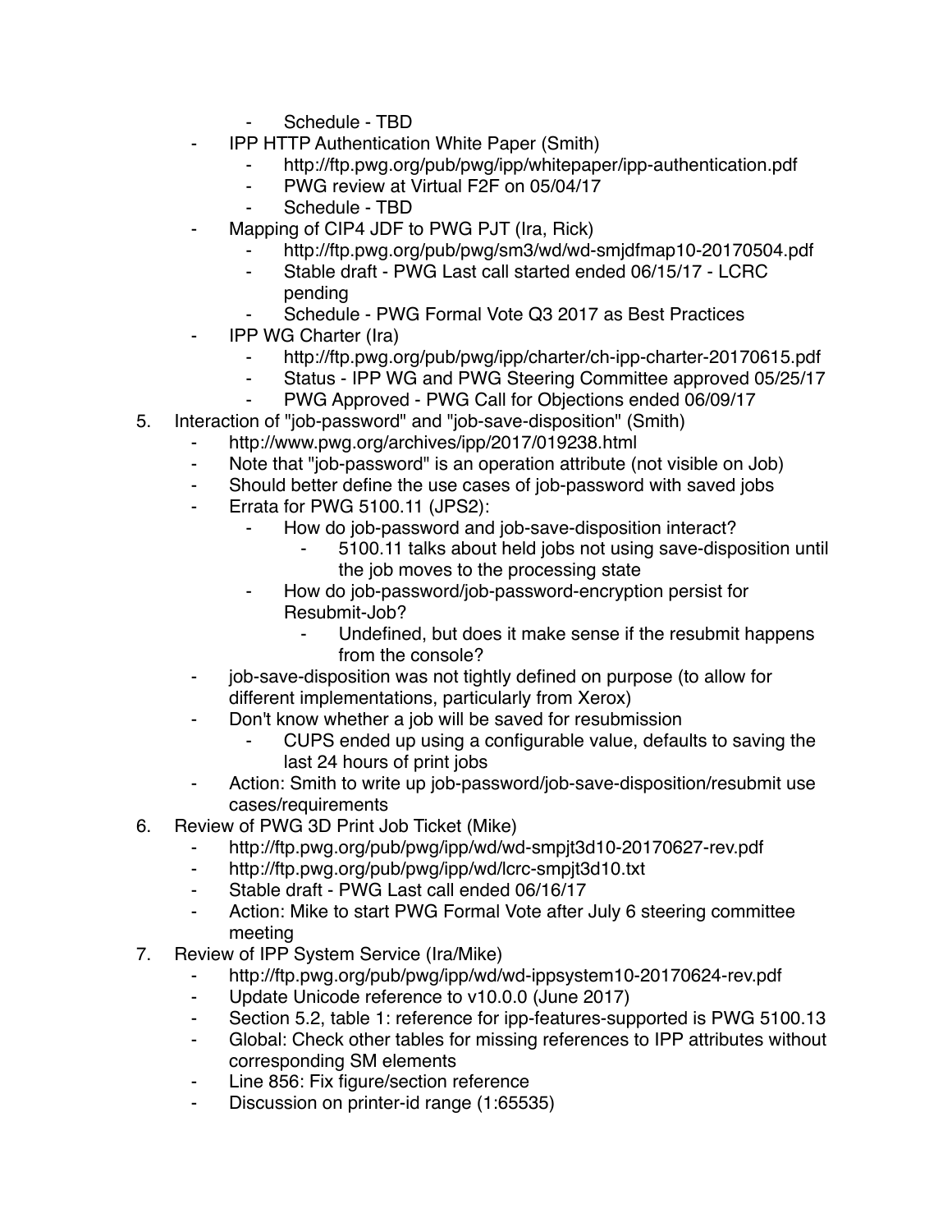- Schedule - TBD
- IPP HTTP Authentication White Paper (Smith)
    - http://ftp.pwg.org/pub/pwg/ipp/whitepaper/ipp-authentication.pdf
    - PWG review at Virtual F2F on 05/04/17
    - Schedule - TBD
- Mapping of CIP4 JDF to PWG PJT (Ira, Rick)
    - http://ftp.pwg.org/pub/pwg/sm3/wd/wd-smjdfmap10-20170504.pdf
    - Stable draft - PWG Last call started ended 06/15/17 - LCRC pending
    - Schedule - PWG Formal Vote Q3 2017 as Best Practices
- IPP WG Charter (Ira)
    - http://ftp.pwg.org/pub/pwg/ipp/charter/ch-ipp-charter-20170615.pdf
    - Status - IPP WG and PWG Steering Committee approved 05/25/17
    - PWG Approved - PWG Call for Objections ended 06/09/17

5. Interaction of "job-password" and "job-save-disposition" (Smith)
    - http://www.pwg.org/archives/ipp/2017/019238.html
    - Note that "job-password" is an operation attribute (not visible on Job)
    - Should better define the use cases of job-password with saved jobs
    - Errata for PWG 5100.11 (JPS2):
        - How do job-password and job-save-disposition interact?
            - 5100.11 talks about held jobs not using save-disposition until the job moves to the processing state
        - How do job-password/job-password-encryption persist for Resubmit-Job?
            - Undefined, but does it make sense if the resubmit happens from the console?
    - job-save-disposition was not tightly defined on purpose (to allow for different implementations, particularly from Xerox)
    - Don't know whether a job will be saved for resubmission
        - CUPS ended up using a configurable value, defaults to saving the last 24 hours of print jobs
    - Action: Smith to write up job-password/job-save-disposition/resubmit use cases/requirements
6. Review of PWG 3D Print Job Ticket (Mike)
    - http://ftp.pwg.org/pub/pwg/ipp/wd/wd-smpjt3d10-20170627-rev.pdf
    - http://ftp.pwg.org/pub/pwg/ipp/wd/lcrc-smpjt3d10.txt
    - Stable draft - PWG Last call ended 06/16/17
    - Action: Mike to start PWG Formal Vote after July 6 steering committee meeting
7. Review of IPP System Service (Ira/Mike)
    - http://ftp.pwg.org/pub/pwg/ipp/wd/wd-ippsystem10-20170624-rev.pdf
    - Update Unicode reference to v10.0.0 (June 2017)
    - Section 5.2, table 1: reference for ipp-features-supported is PWG 5100.13
    - Global: Check other tables for missing references to IPP attributes without corresponding SM elements
    - Line 856: Fix figure/section reference
    - Discussion on printer-id range (1:65535)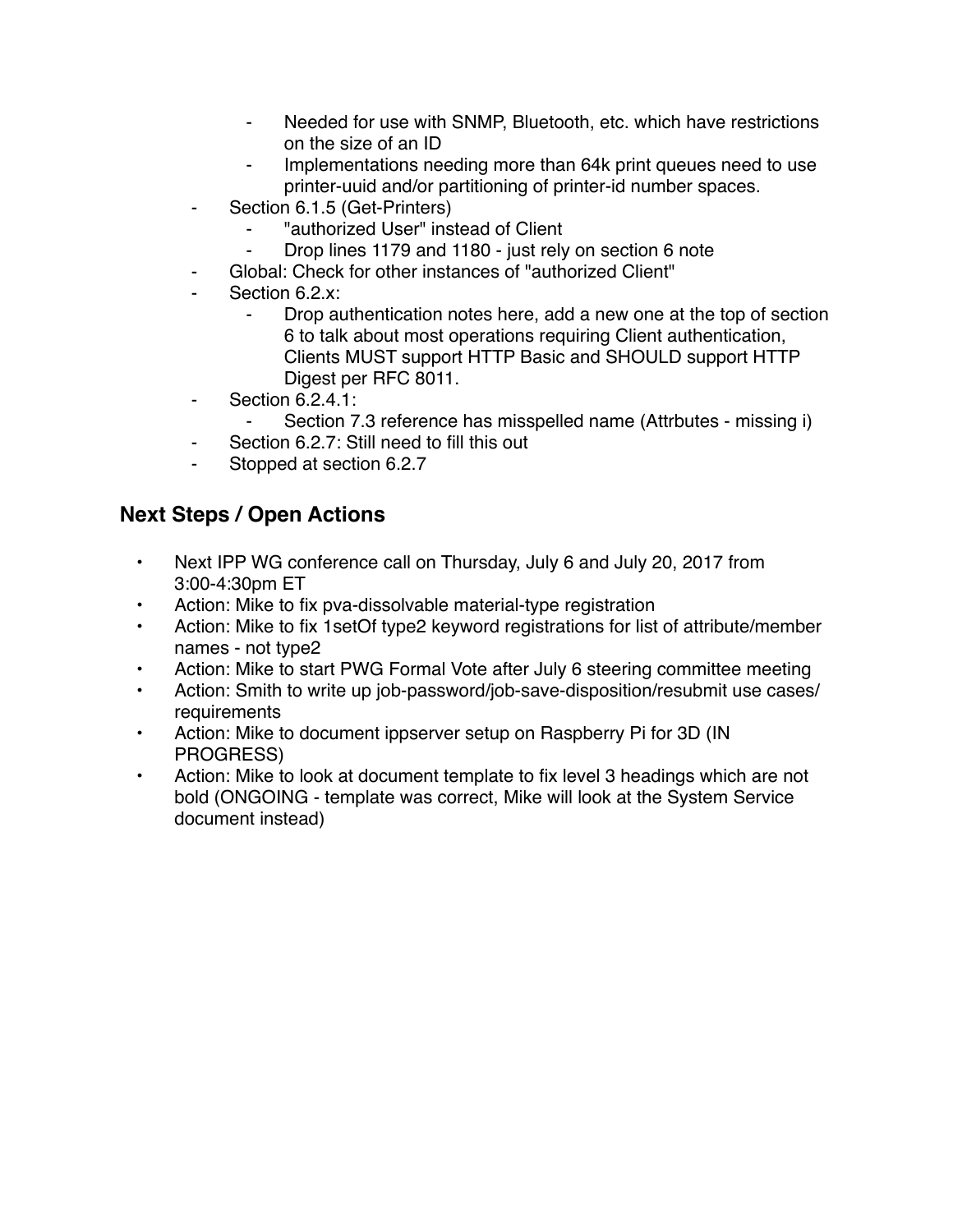- Needed for use with SNMP, Bluetooth, etc. which have restrictions on the size of an ID
        - Implementations needing more than 64k print queues need to use printer-uuid and/or partitioning of printer-id number spaces.
    - Section 6.1.5 (Get-Printers)
        - "authorized User" instead of Client
        - Drop lines 1179 and 1180 - just rely on section 6 note
    - Global: Check for other instances of "authorized Client"
    - Section 6.2.x:
        - Drop authentication notes here, add a new one at the top of section 6 to talk about most operations requiring Client authentication, Clients MUST support HTTP Basic and SHOULD support HTTP Digest per RFC 8011.
    - Section 6.2.4.1:
        - Section 7.3 reference has misspelled name (Attrbutes - missing i)
    - Section 6.2.7: Still need to fill this out
    - Stopped at section 6.2.7

## Next Steps / Open Actions

- Next IPP WG conference call on Thursday, July 6 and July 20, 2017 from 3:00-4:30pm ET
- Action: Mike to fix pva-dissolvable material-type registration
- Action: Mike to fix 1setOf type2 keyword registrations for list of attribute/member names - not type2
- Action: Mike to start PWG Formal Vote after July 6 steering committee meeting
- Action: Smith to write up job-password/job-save-disposition/resubmit use cases/requirements
- Action: Mike to document ippserver setup on Raspberry Pi for 3D (IN PROGRESS)
- Action: Mike to look at document template to fix level 3 headings which are not bold (ONGOING - template was correct, Mike will look at the System Service document instead)